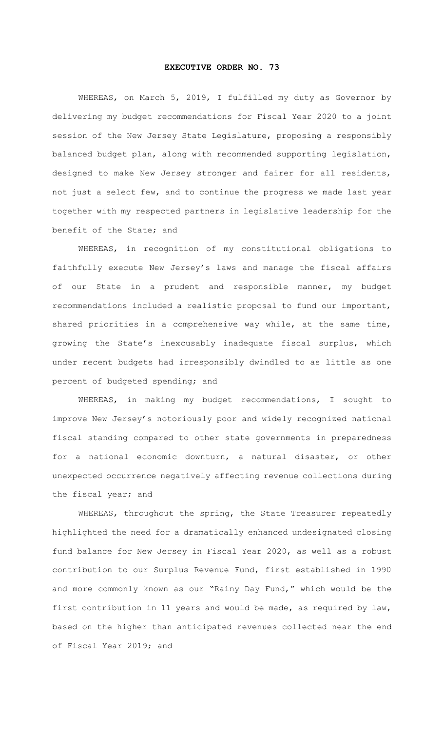# EXECUTIVE ORDER NO. 73

WHEREAS, on March 5, 2019, I fulfilled my duty as Governor by delivering my budget recommendations for Fiscal Year 2020 to a joint session of the New Jersey State Legislature, proposing a responsibly balanced budget plan, along with recommended supporting legislation, designed to make New Jersey stronger and fairer for all residents, not just a select few, and to continue the progress we made last year together with my respected partners in legislative leadership for the benefit of the State; and

WHEREAS, in recognition of my constitutional obligations to faithfully execute New Jersey's laws and manage the fiscal affairs of our State in a prudent and responsible manner, my budget recommendations included a realistic proposal to fund our important, shared priorities in a comprehensive way while, at the same time, growing the State's inexcusably inadequate fiscal surplus, which under recent budgets had irresponsibly dwindled to as little as one percent of budgeted spending; and

WHEREAS, in making my budget recommendations, I sought to improve New Jersey's notoriously poor and widely recognized national fiscal standing compared to other state governments in preparedness for a national economic downturn, a natural disaster, or other unexpected occurrence negatively affecting revenue collections during the fiscal year; and

WHEREAS, throughout the spring, the State Treasurer repeatedly highlighted the need for a dramatically enhanced undesignated closing fund balance for New Jersey in Fiscal Year 2020, as well as a robust contribution to our Surplus Revenue Fund, first established in 1990 and more commonly known as our "Rainy Day Fund," which would be the first contribution in 11 years and would be made, as required by law, based on the higher than anticipated revenues collected near the end of Fiscal Year 2019; and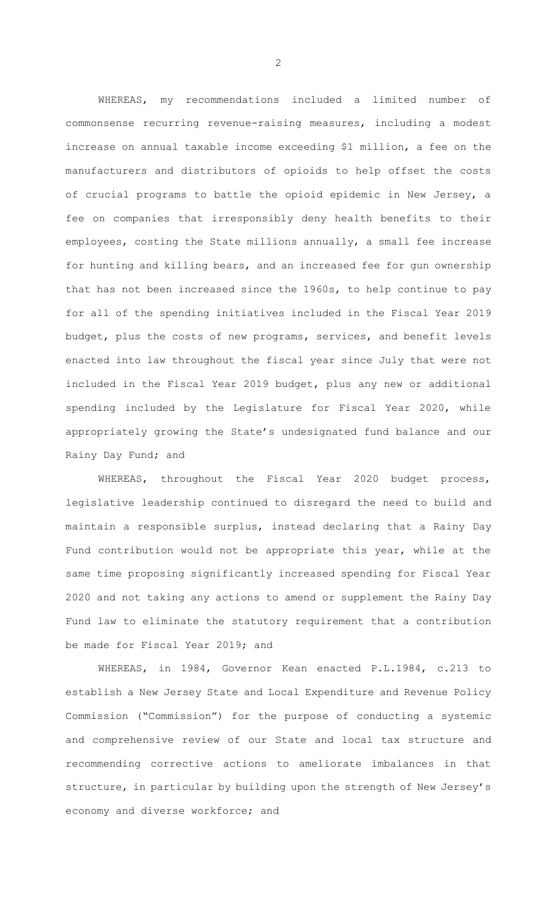WHEREAS, my recommendations included a limited number of commonsense recurring revenue-raising measures, including a modest increase on annual taxable income exceeding $1 million, a fee on the manufacturers and distributors of opioids to help offset the costs of crucial programs to battle the opioid epidemic in New Jersey, a fee on companies that irresponsibly deny health benefits to their employees, costing the State millions annually, a small fee increase for hunting and killing bears, and an increased fee for gun ownership that has not been increased since the 1960s, to help continue to pay for all of the spending initiatives included in the Fiscal Year 2019 budget, plus the costs of new programs, services, and benefit levels enacted into law throughout the fiscal year since July that were not included in the Fiscal Year 2019 budget, plus any new or additional spending included by the Legislature for Fiscal Year 2020, while appropriately growing the State's undesignated fund balance and our Rainy Day Fund; and

WHEREAS, throughout the Fiscal Year 2020 budget process, legislative leadership continued to disregard the need to build and maintain a responsible surplus, instead declaring that a Rainy Day Fund contribution would not be appropriate this year, while at the same time proposing significantly increased spending for Fiscal Year 2020 and not taking any actions to amend or supplement the Rainy Day Fund law to eliminate the statutory requirement that a contribution be made for Fiscal Year 2019; and

WHEREAS, in 1984, Governor Kean enacted P.L.1984, c.213 to establish a New Jersey State and Local Expenditure and Revenue Policy Commission ("Commission") for the purpose of conducting a systemic and comprehensive review of our State and local tax structure and recommending corrective actions to ameliorate imbalances in that structure, in particular by building upon the strength of New Jersey's economy and diverse workforce; and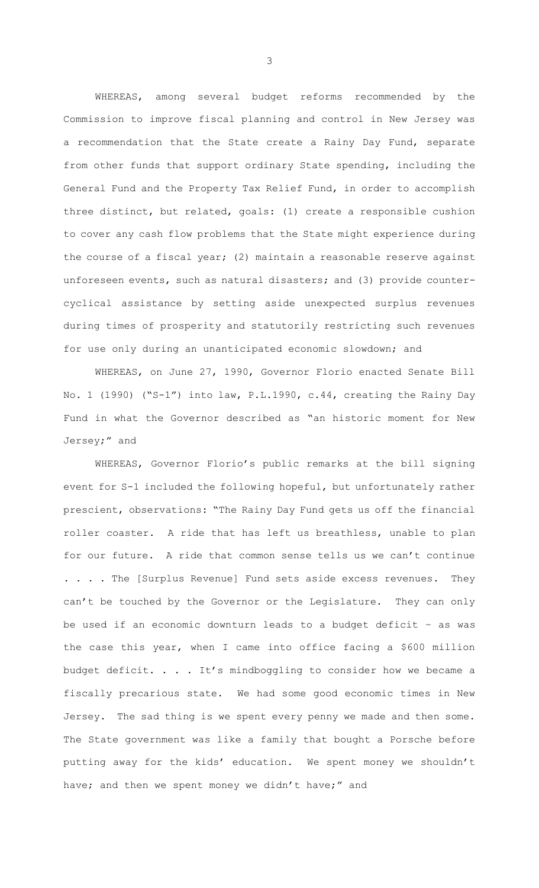WHEREAS, among several budget reforms recommended by the Commission to improve fiscal planning and control in New Jersey was a recommendation that the State create a Rainy Day Fund, separate from other funds that support ordinary State spending, including the General Fund and the Property Tax Relief Fund, in order to accomplish three distinct, but related, goals: (1) create a responsible cushion to cover any cash flow problems that the State might experience during the course of a fiscal year; (2) maintain a reasonable reserve against unforeseen events, such as natural disasters; and (3) provide counter-cyclical assistance by setting aside unexpected surplus revenues during times of prosperity and statutorily restricting such revenues for use only during an unanticipated economic slowdown; and

WHEREAS, on June 27, 1990, Governor Florio enacted Senate Bill No. 1 (1990) ("S-1") into law, P.L.1990, c.44, creating the Rainy Day Fund in what the Governor described as "an historic moment for New Jersey;" and

WHEREAS, Governor Florio's public remarks at the bill signing event for S-1 included the following hopeful, but unfortunately rather prescient, observations: "The Rainy Day Fund gets us off the financial roller coaster. A ride that has left us breathless, unable to plan for our future. A ride that common sense tells us we can't continue . . . . The [Surplus Revenue] Fund sets aside excess revenues. They can't be touched by the Governor or the Legislature. They can only be used if an economic downturn leads to a budget deficit – as was the case this year, when I came into office facing a $600 million budget deficit. . . . It's mindboggling to consider how we became a fiscally precarious state. We had some good economic times in New Jersey. The sad thing is we spent every penny we made and then some. The State government was like a family that bought a Porsche before putting away for the kids' education. We spent money we shouldn't have; and then we spent money we didn't have;" and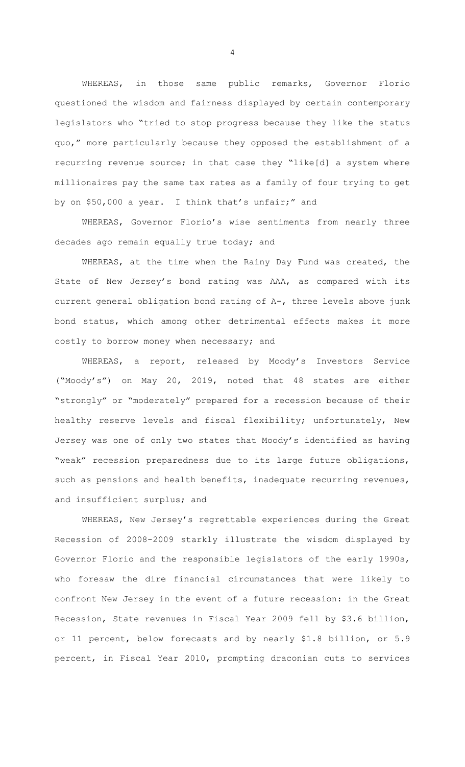WHEREAS, in those same public remarks, Governor Florio questioned the wisdom and fairness displayed by certain contemporary legislators who "tried to stop progress because they like the status quo," more particularly because they opposed the establishment of a recurring revenue source; in that case they "like[d] a system where millionaires pay the same tax rates as a family of four trying to get by on $50,000 a year. I think that's unfair;" and

WHEREAS, Governor Florio's wise sentiments from nearly three decades ago remain equally true today; and

WHEREAS, at the time when the Rainy Day Fund was created, the State of New Jersey's bond rating was AAA, as compared with its current general obligation bond rating of A-, three levels above junk bond status, which among other detrimental effects makes it more costly to borrow money when necessary; and

WHEREAS, a report, released by Moody's Investors Service ("Moody's") on May 20, 2019, noted that 48 states are either "strongly" or "moderately" prepared for a recession because of their healthy reserve levels and fiscal flexibility; unfortunately, New Jersey was one of only two states that Moody's identified as having "weak" recession preparedness due to its large future obligations, such as pensions and health benefits, inadequate recurring revenues, and insufficient surplus; and

WHEREAS, New Jersey's regrettable experiences during the Great Recession of 2008-2009 starkly illustrate the wisdom displayed by Governor Florio and the responsible legislators of the early 1990s, who foresaw the dire financial circumstances that were likely to confront New Jersey in the event of a future recession: in the Great Recession, State revenues in Fiscal Year 2009 fell by $3.6 billion, or 11 percent, below forecasts and by nearly $1.8 billion, or 5.9 percent, in Fiscal Year 2010, prompting draconian cuts to services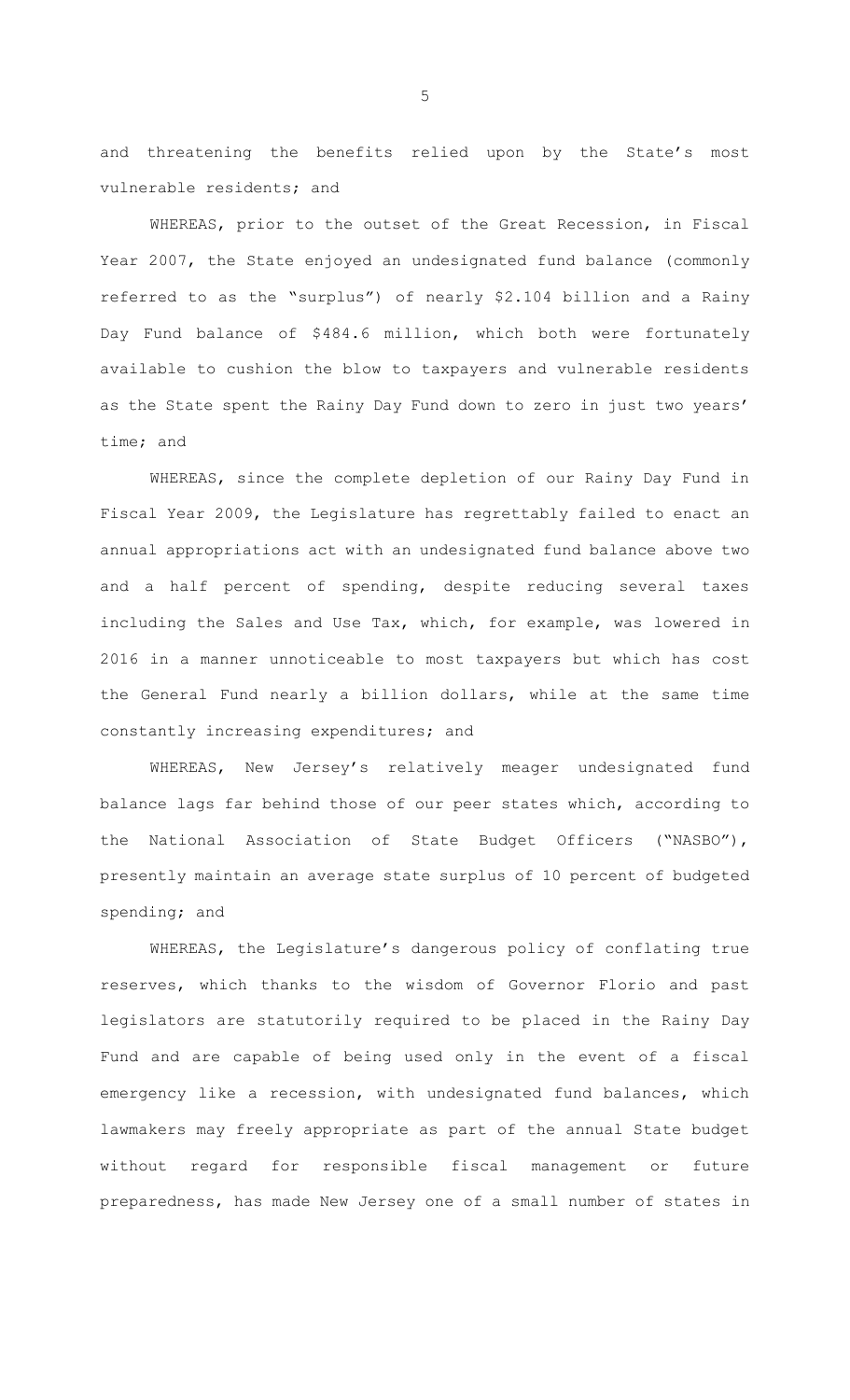and threatening the benefits relied upon by the State's most vulnerable residents; and

WHEREAS, prior to the outset of the Great Recession, in Fiscal Year 2007, the State enjoyed an undesignated fund balance (commonly referred to as the "surplus") of nearly $2.104 billion and a Rainy Day Fund balance of $484.6 million, which both were fortunately available to cushion the blow to taxpayers and vulnerable residents as the State spent the Rainy Day Fund down to zero in just two years' time; and

WHEREAS, since the complete depletion of our Rainy Day Fund in Fiscal Year 2009, the Legislature has regrettably failed to enact an annual appropriations act with an undesignated fund balance above two and a half percent of spending, despite reducing several taxes including the Sales and Use Tax, which, for example, was lowered in 2016 in a manner unnoticeable to most taxpayers but which has cost the General Fund nearly a billion dollars, while at the same time constantly increasing expenditures; and

WHEREAS, New Jersey's relatively meager undesignated fund balance lags far behind those of our peer states which, according to the National Association of State Budget Officers ("NASBO"), presently maintain an average state surplus of 10 percent of budgeted spending; and

WHEREAS, the Legislature's dangerous policy of conflating true reserves, which thanks to the wisdom of Governor Florio and past legislators are statutorily required to be placed in the Rainy Day Fund and are capable of being used only in the event of a fiscal emergency like a recession, with undesignated fund balances, which lawmakers may freely appropriate as part of the annual State budget without regard for responsible fiscal management or future preparedness, has made New Jersey one of a small number of states in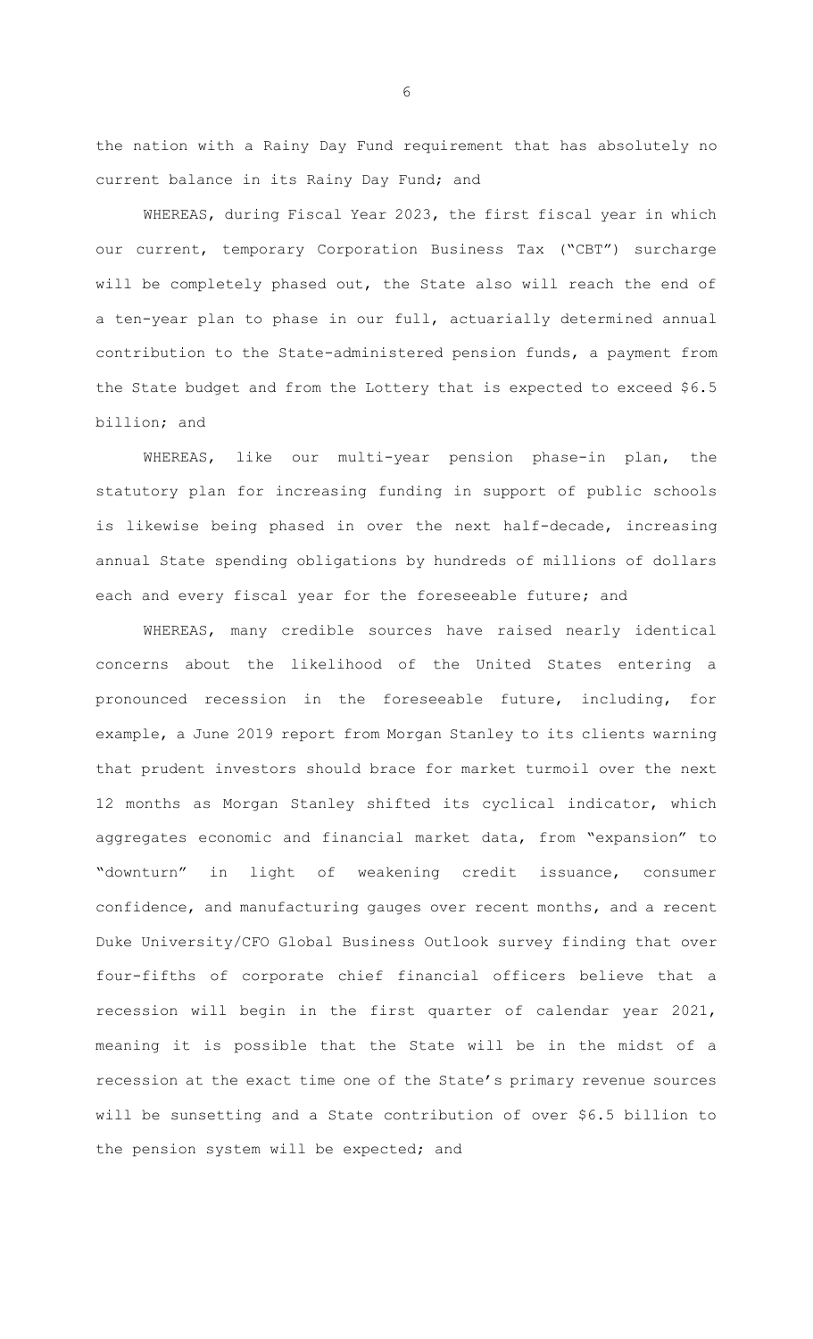the nation with a Rainy Day Fund requirement that has absolutely no current balance in its Rainy Day Fund; and

WHEREAS, during Fiscal Year 2023, the first fiscal year in which our current, temporary Corporation Business Tax ("CBT") surcharge will be completely phased out, the State also will reach the end of a ten-year plan to phase in our full, actuarially determined annual contribution to the State-administered pension funds, a payment from the State budget and from the Lottery that is expected to exceed $6.5 billion; and

WHEREAS, like our multi-year pension phase-in plan, the statutory plan for increasing funding in support of public schools is likewise being phased in over the next half-decade, increasing annual State spending obligations by hundreds of millions of dollars each and every fiscal year for the foreseeable future; and

WHEREAS, many credible sources have raised nearly identical concerns about the likelihood of the United States entering a pronounced recession in the foreseeable future, including, for example, a June 2019 report from Morgan Stanley to its clients warning that prudent investors should brace for market turmoil over the next 12 months as Morgan Stanley shifted its cyclical indicator, which aggregates economic and financial market data, from "expansion" to "downturn" in light of weakening credit issuance, consumer confidence, and manufacturing gauges over recent months, and a recent Duke University/CFO Global Business Outlook survey finding that over four-fifths of corporate chief financial officers believe that a recession will begin in the first quarter of calendar year 2021, meaning it is possible that the State will be in the midst of a recession at the exact time one of the State's primary revenue sources will be sunsetting and a State contribution of over $6.5 billion to the pension system will be expected; and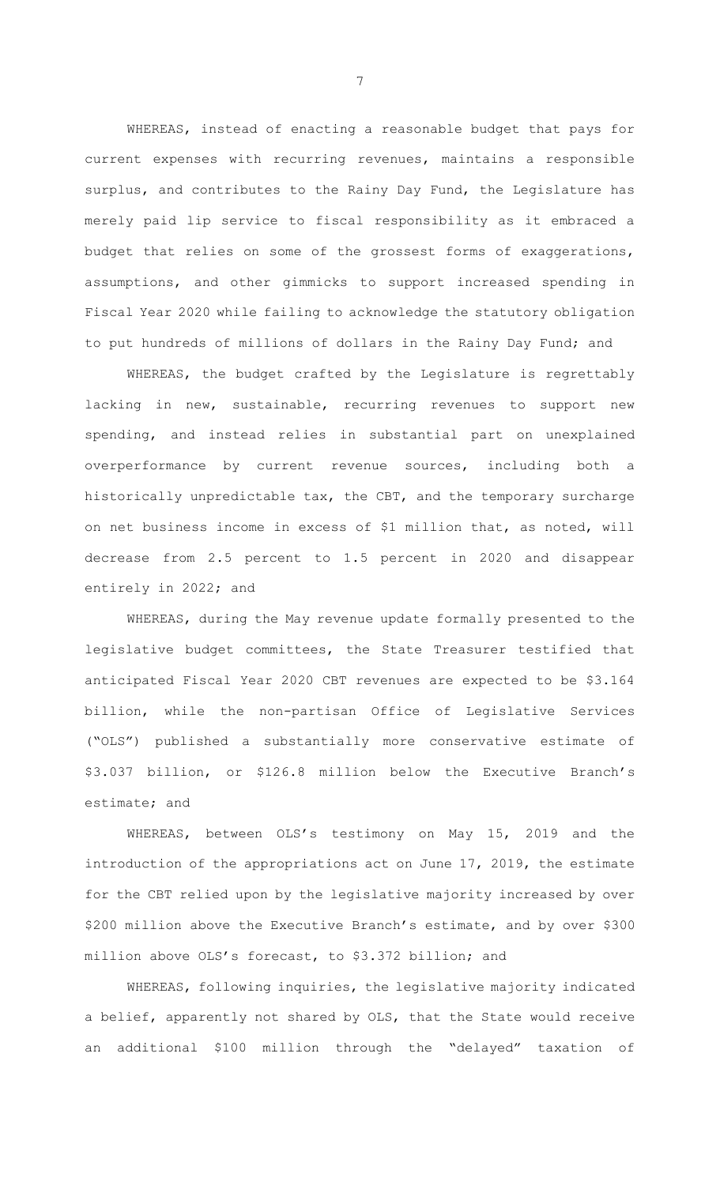WHEREAS, instead of enacting a reasonable budget that pays for current expenses with recurring revenues, maintains a responsible surplus, and contributes to the Rainy Day Fund, the Legislature has merely paid lip service to fiscal responsibility as it embraced a budget that relies on some of the grossest forms of exaggerations, assumptions, and other gimmicks to support increased spending in Fiscal Year 2020 while failing to acknowledge the statutory obligation to put hundreds of millions of dollars in the Rainy Day Fund; and

WHEREAS, the budget crafted by the Legislature is regrettably lacking in new, sustainable, recurring revenues to support new spending, and instead relies in substantial part on unexplained overperformance by current revenue sources, including both a historically unpredictable tax, the CBT, and the temporary surcharge on net business income in excess of $1 million that, as noted, will decrease from 2.5 percent to 1.5 percent in 2020 and disappear entirely in 2022; and

WHEREAS, during the May revenue update formally presented to the legislative budget committees, the State Treasurer testified that anticipated Fiscal Year 2020 CBT revenues are expected to be $3.164 billion, while the non-partisan Office of Legislative Services ("OLS") published a substantially more conservative estimate of $3.037 billion, or $126.8 million below the Executive Branch's estimate; and

WHEREAS, between OLS's testimony on May 15, 2019 and the introduction of the appropriations act on June 17, 2019, the estimate for the CBT relied upon by the legislative majority increased by over $200 million above the Executive Branch's estimate, and by over $300 million above OLS's forecast, to $3.372 billion; and

WHEREAS, following inquiries, the legislative majority indicated a belief, apparently not shared by OLS, that the State would receive an additional $100 million through the "delayed" taxation of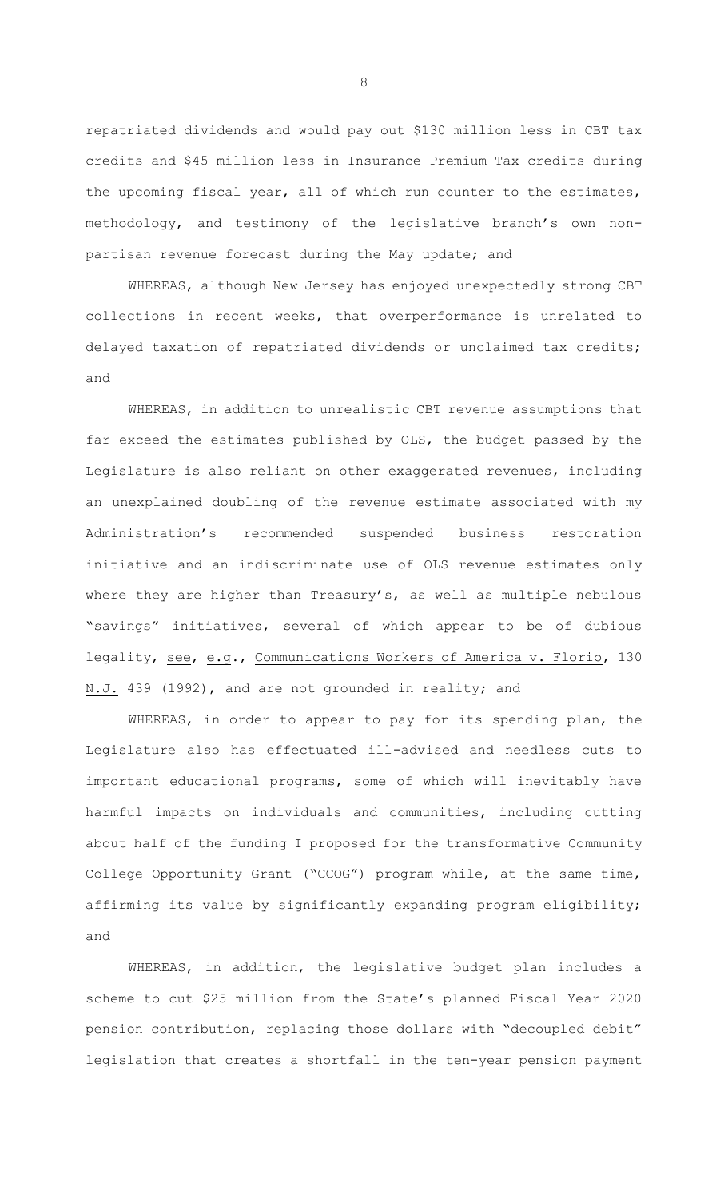repatriated dividends and would pay out $130 million less in CBT tax credits and $45 million less in Insurance Premium Tax credits during the upcoming fiscal year, all of which run counter to the estimates, methodology, and testimony of the legislative branch's own non-partisan revenue forecast during the May update; and

WHEREAS, although New Jersey has enjoyed unexpectedly strong CBT collections in recent weeks, that overperformance is unrelated to delayed taxation of repatriated dividends or unclaimed tax credits; and

WHEREAS, in addition to unrealistic CBT revenue assumptions that far exceed the estimates published by OLS, the budget passed by the Legislature is also reliant on other exaggerated revenues, including an unexplained doubling of the revenue estimate associated with my Administration's recommended suspended business restoration initiative and an indiscriminate use of OLS revenue estimates only where they are higher than Treasury's, as well as multiple nebulous "savings" initiatives, several of which appear to be of dubious legality, see, e.g., Communications Workers of America v. Florio, 130 N.J. 439 (1992), and are not grounded in reality; and

WHEREAS, in order to appear to pay for its spending plan, the Legislature also has effectuated ill-advised and needless cuts to important educational programs, some of which will inevitably have harmful impacts on individuals and communities, including cutting about half of the funding I proposed for the transformative Community College Opportunity Grant ("CCOG") program while, at the same time, affirming its value by significantly expanding program eligibility; and

WHEREAS, in addition, the legislative budget plan includes a scheme to cut $25 million from the State's planned Fiscal Year 2020 pension contribution, replacing those dollars with "decoupled debit" legislation that creates a shortfall in the ten-year pension payment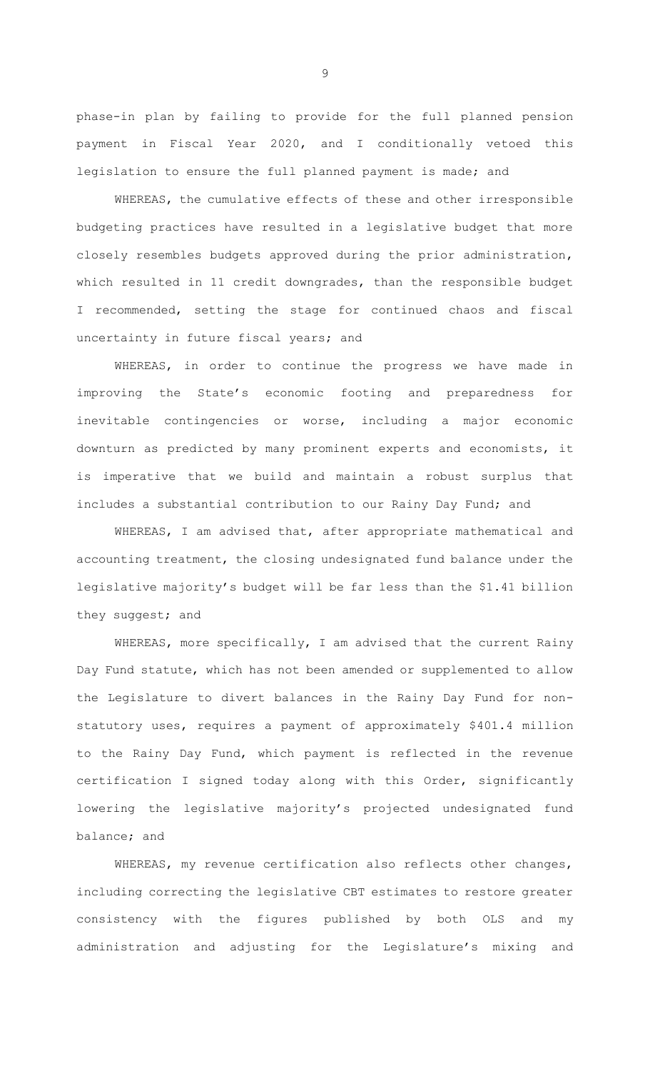phase-in plan by failing to provide for the full planned pension payment in Fiscal Year 2020, and I conditionally vetoed this legislation to ensure the full planned payment is made; and

WHEREAS, the cumulative effects of these and other irresponsible budgeting practices have resulted in a legislative budget that more closely resembles budgets approved during the prior administration, which resulted in 11 credit downgrades, than the responsible budget I recommended, setting the stage for continued chaos and fiscal uncertainty in future fiscal years; and

WHEREAS, in order to continue the progress we have made in improving the State's economic footing and preparedness for inevitable contingencies or worse, including a major economic downturn as predicted by many prominent experts and economists, it is imperative that we build and maintain a robust surplus that includes a substantial contribution to our Rainy Day Fund; and

WHEREAS, I am advised that, after appropriate mathematical and accounting treatment, the closing undesignated fund balance under the legislative majority's budget will be far less than the $1.41 billion they suggest; and

WHEREAS, more specifically, I am advised that the current Rainy Day Fund statute, which has not been amended or supplemented to allow the Legislature to divert balances in the Rainy Day Fund for non-statutory uses, requires a payment of approximately $401.4 million to the Rainy Day Fund, which payment is reflected in the revenue certification I signed today along with this Order, significantly lowering the legislative majority's projected undesignated fund balance; and

WHEREAS, my revenue certification also reflects other changes, including correcting the legislative CBT estimates to restore greater consistency with the figures published by both OLS and my administration and adjusting for the Legislature's mixing and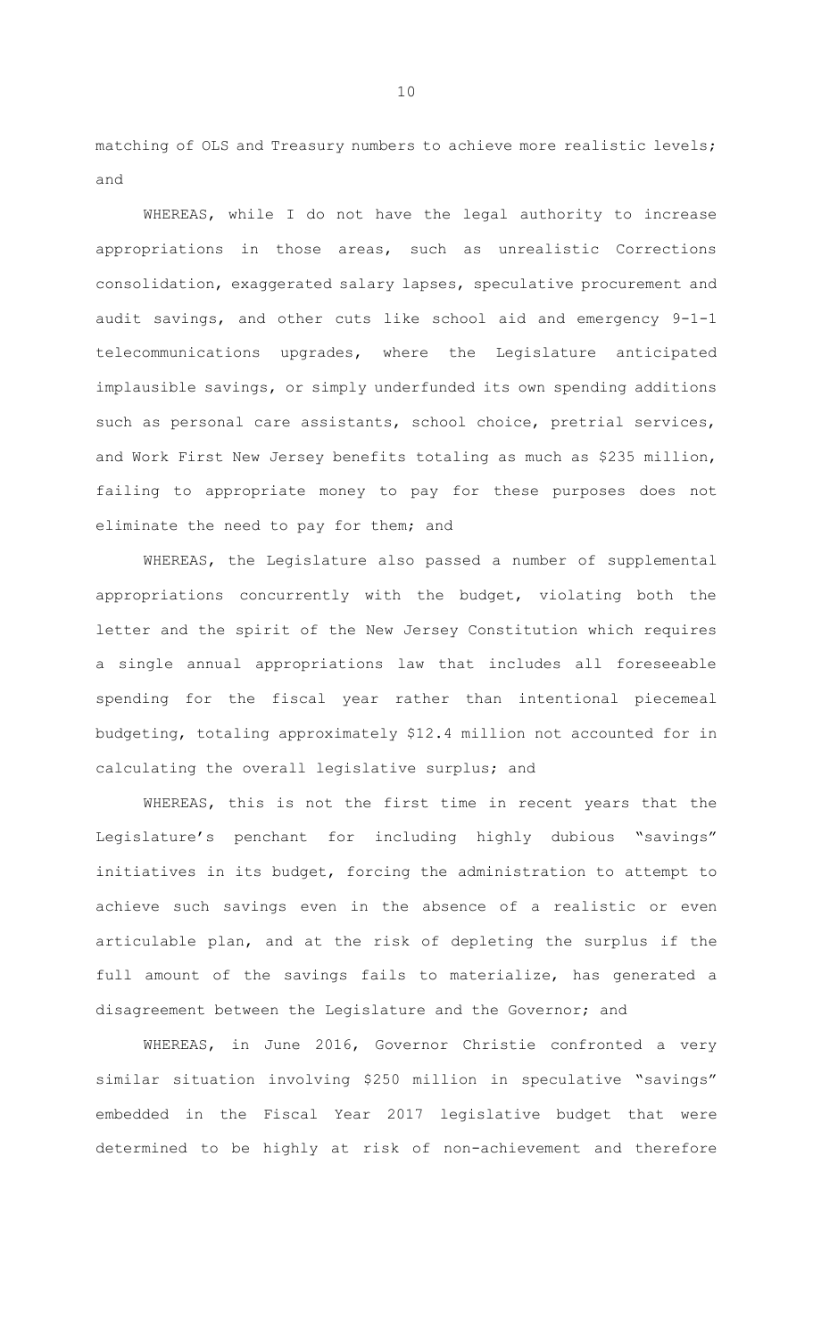matching of OLS and Treasury numbers to achieve more realistic levels; and

WHEREAS, while I do not have the legal authority to increase appropriations in those areas, such as unrealistic Corrections consolidation, exaggerated salary lapses, speculative procurement and audit savings, and other cuts like school aid and emergency 9-1-1 telecommunications upgrades, where the Legislature anticipated implausible savings, or simply underfunded its own spending additions such as personal care assistants, school choice, pretrial services, and Work First New Jersey benefits totaling as much as $235 million, failing to appropriate money to pay for these purposes does not eliminate the need to pay for them; and

WHEREAS, the Legislature also passed a number of supplemental appropriations concurrently with the budget, violating both the letter and the spirit of the New Jersey Constitution which requires a single annual appropriations law that includes all foreseeable spending for the fiscal year rather than intentional piecemeal budgeting, totaling approximately $12.4 million not accounted for in calculating the overall legislative surplus; and

WHEREAS, this is not the first time in recent years that the Legislature's penchant for including highly dubious "savings" initiatives in its budget, forcing the administration to attempt to achieve such savings even in the absence of a realistic or even articulable plan, and at the risk of depleting the surplus if the full amount of the savings fails to materialize, has generated a disagreement between the Legislature and the Governor; and

WHEREAS, in June 2016, Governor Christie confronted a very similar situation involving $250 million in speculative "savings" embedded in the Fiscal Year 2017 legislative budget that were determined to be highly at risk of non-achievement and therefore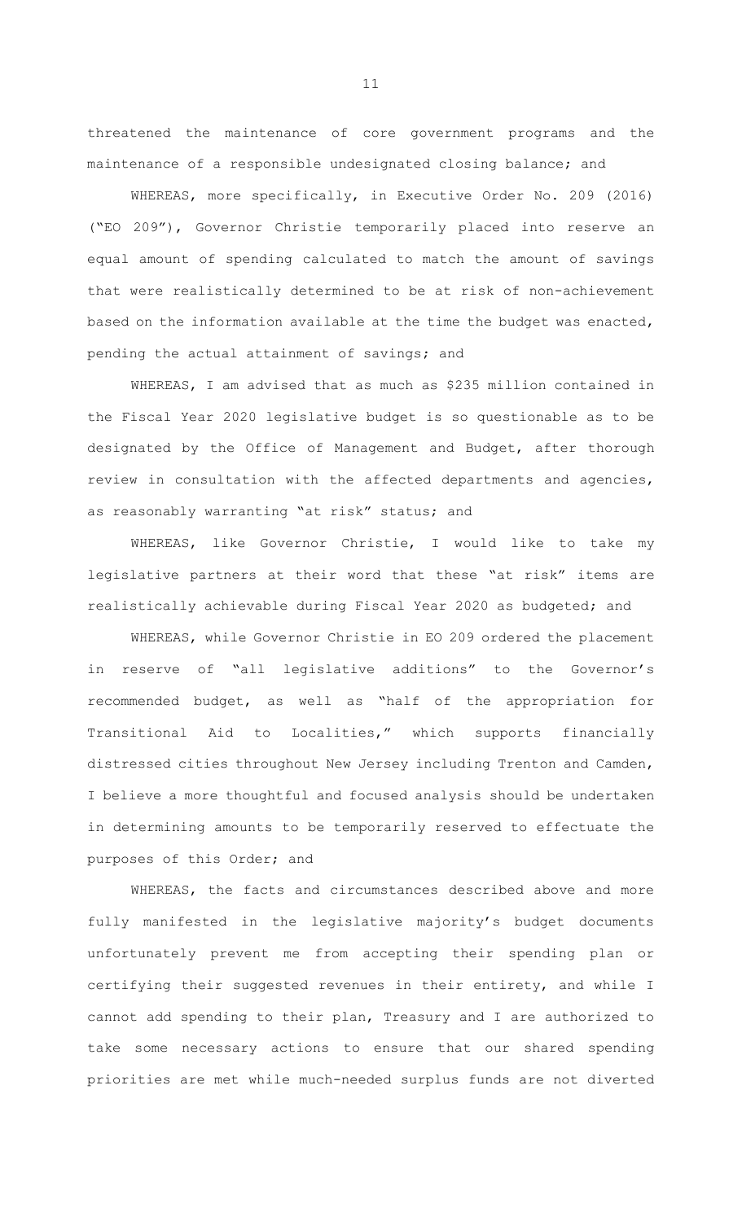threatened the maintenance of core government programs and the maintenance of a responsible undesignated closing balance; and

WHEREAS, more specifically, in Executive Order No. 209 (2016) ("EO 209"), Governor Christie temporarily placed into reserve an equal amount of spending calculated to match the amount of savings that were realistically determined to be at risk of non-achievement based on the information available at the time the budget was enacted, pending the actual attainment of savings; and

WHEREAS, I am advised that as much as $235 million contained in the Fiscal Year 2020 legislative budget is so questionable as to be designated by the Office of Management and Budget, after thorough review in consultation with the affected departments and agencies, as reasonably warranting "at risk" status; and

WHEREAS, like Governor Christie, I would like to take my legislative partners at their word that these "at risk" items are realistically achievable during Fiscal Year 2020 as budgeted; and

WHEREAS, while Governor Christie in EO 209 ordered the placement in reserve of "all legislative additions" to the Governor's recommended budget, as well as "half of the appropriation for Transitional Aid to Localities," which supports financially distressed cities throughout New Jersey including Trenton and Camden, I believe a more thoughtful and focused analysis should be undertaken in determining amounts to be temporarily reserved to effectuate the purposes of this Order; and

WHEREAS, the facts and circumstances described above and more fully manifested in the legislative majority's budget documents unfortunately prevent me from accepting their spending plan or certifying their suggested revenues in their entirety, and while I cannot add spending to their plan, Treasury and I are authorized to take some necessary actions to ensure that our shared spending priorities are met while much-needed surplus funds are not diverted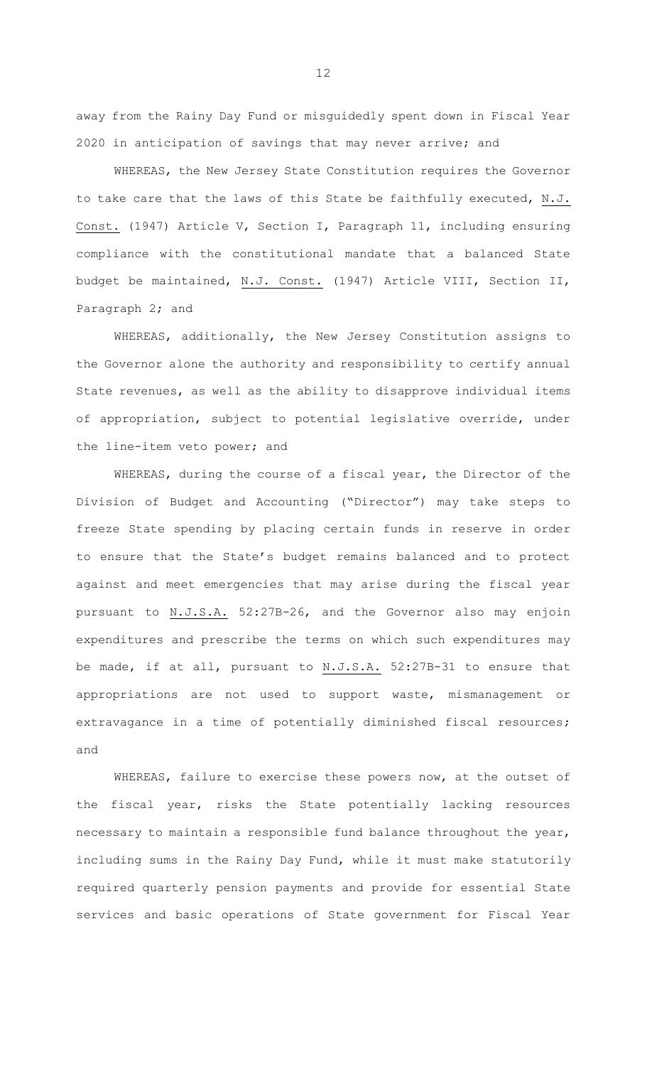away from the Rainy Day Fund or misguidedly spent down in Fiscal Year 2020 in anticipation of savings that may never arrive; and

WHEREAS, the New Jersey State Constitution requires the Governor to take care that the laws of this State be faithfully executed, N.J. Const. (1947) Article V, Section I, Paragraph 11, including ensuring compliance with the constitutional mandate that a balanced State budget be maintained, N.J. Const. (1947) Article VIII, Section II, Paragraph 2; and

WHEREAS, additionally, the New Jersey Constitution assigns to the Governor alone the authority and responsibility to certify annual State revenues, as well as the ability to disapprove individual items of appropriation, subject to potential legislative override, under the line-item veto power; and

WHEREAS, during the course of a fiscal year, the Director of the Division of Budget and Accounting ("Director") may take steps to freeze State spending by placing certain funds in reserve in order to ensure that the State's budget remains balanced and to protect against and meet emergencies that may arise during the fiscal year pursuant to N.J.S.A. 52:27B-26, and the Governor also may enjoin expenditures and prescribe the terms on which such expenditures may be made, if at all, pursuant to N.J.S.A. 52:27B-31 to ensure that appropriations are not used to support waste, mismanagement or extravagance in a time of potentially diminished fiscal resources; and

WHEREAS, failure to exercise these powers now, at the outset of the fiscal year, risks the State potentially lacking resources necessary to maintain a responsible fund balance throughout the year, including sums in the Rainy Day Fund, while it must make statutorily required quarterly pension payments and provide for essential State services and basic operations of State government for Fiscal Year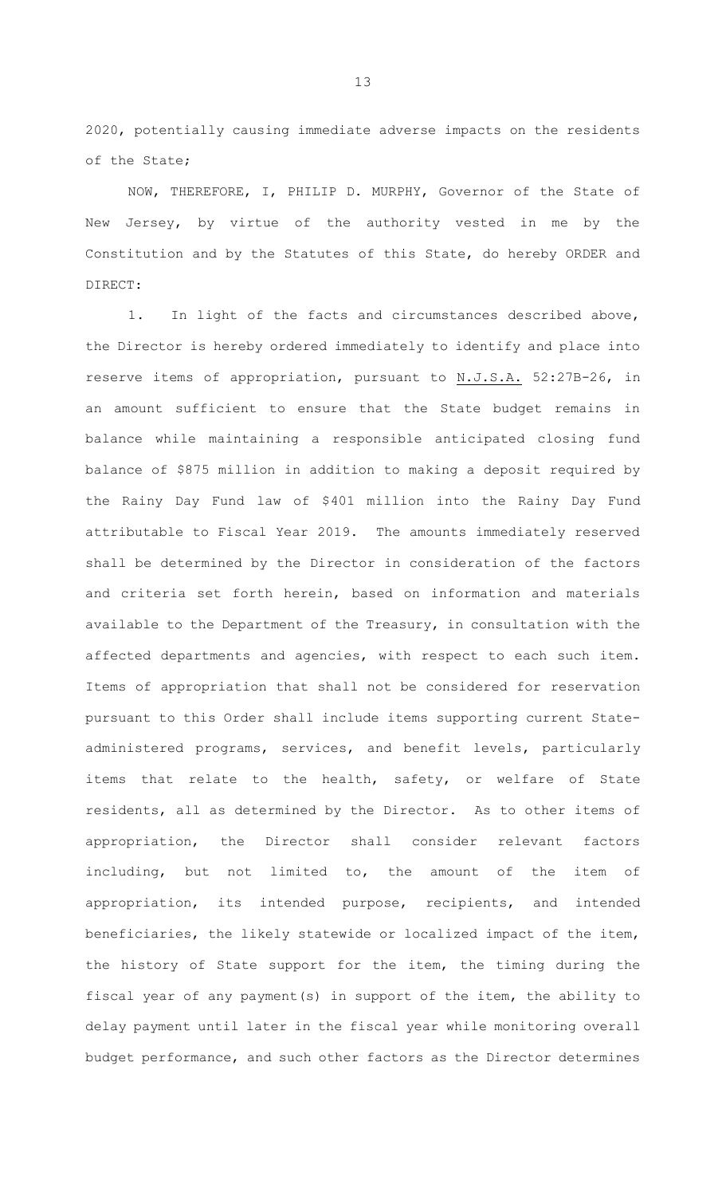2020, potentially causing immediate adverse impacts on the residents of the State;

NOW, THEREFORE, I, PHILIP D. MURPHY, Governor of the State of New Jersey, by virtue of the authority vested in me by the Constitution and by the Statutes of this State, do hereby ORDER and DIRECT:

1. In light of the facts and circumstances described above, the Director is hereby ordered immediately to identify and place into reserve items of appropriation, pursuant to N.J.S.A. 52:27B-26, in an amount sufficient to ensure that the State budget remains in balance while maintaining a responsible anticipated closing fund balance of $875 million in addition to making a deposit required by the Rainy Day Fund law of $401 million into the Rainy Day Fund attributable to Fiscal Year 2019. The amounts immediately reserved shall be determined by the Director in consideration of the factors and criteria set forth herein, based on information and materials available to the Department of the Treasury, in consultation with the affected departments and agencies, with respect to each such item. Items of appropriation that shall not be considered for reservation pursuant to this Order shall include items supporting current State-administered programs, services, and benefit levels, particularly items that relate to the health, safety, or welfare of State residents, all as determined by the Director. As to other items of appropriation, the Director shall consider relevant factors including, but not limited to, the amount of the item of appropriation, its intended purpose, recipients, and intended beneficiaries, the likely statewide or localized impact of the item, the history of State support for the item, the timing during the fiscal year of any payment(s) in support of the item, the ability to delay payment until later in the fiscal year while monitoring overall budget performance, and such other factors as the Director determines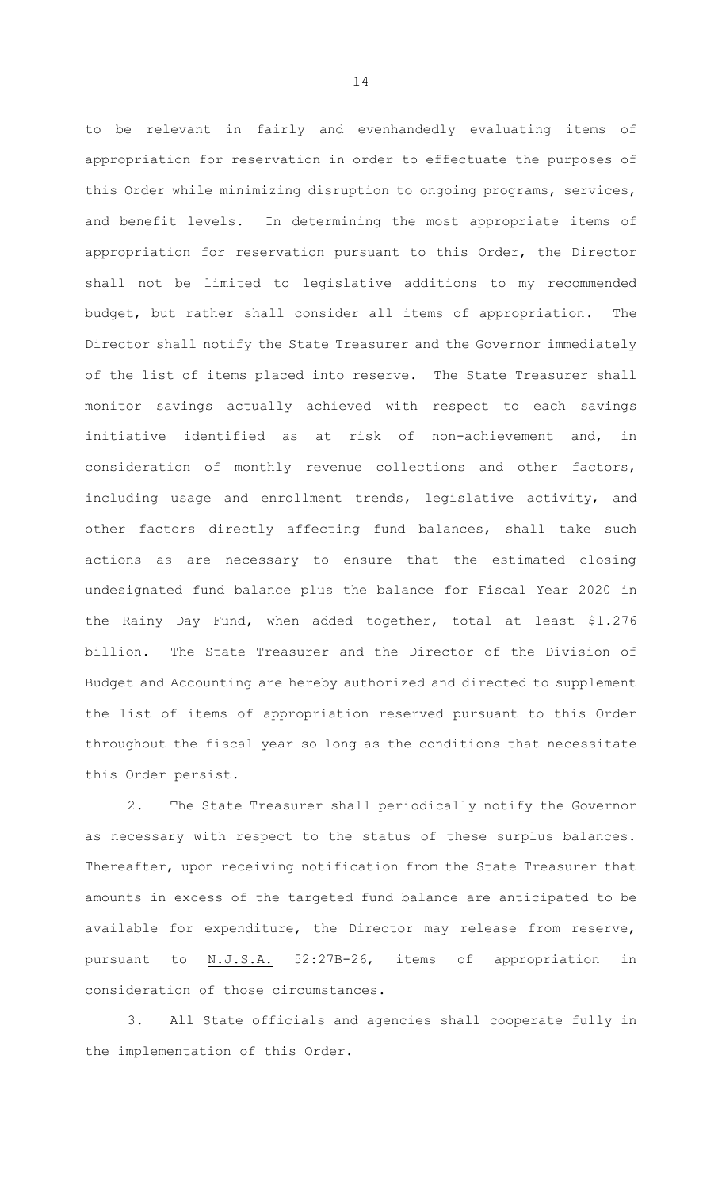to be relevant in fairly and evenhandedly evaluating items of appropriation for reservation in order to effectuate the purposes of this Order while minimizing disruption to ongoing programs, services, and benefit levels. In determining the most appropriate items of appropriation for reservation pursuant to this Order, the Director shall not be limited to legislative additions to my recommended budget, but rather shall consider all items of appropriation. The Director shall notify the State Treasurer and the Governor immediately of the list of items placed into reserve. The State Treasurer shall monitor savings actually achieved with respect to each savings initiative identified as at risk of non-achievement and, in consideration of monthly revenue collections and other factors, including usage and enrollment trends, legislative activity, and other factors directly affecting fund balances, shall take such actions as are necessary to ensure that the estimated closing undesignated fund balance plus the balance for Fiscal Year 2020 in the Rainy Day Fund, when added together, total at least $1.276 billion. The State Treasurer and the Director of the Division of Budget and Accounting are hereby authorized and directed to supplement the list of items of appropriation reserved pursuant to this Order throughout the fiscal year so long as the conditions that necessitate this Order persist.

2. The State Treasurer shall periodically notify the Governor as necessary with respect to the status of these surplus balances. Thereafter, upon receiving notification from the State Treasurer that amounts in excess of the targeted fund balance are anticipated to be available for expenditure, the Director may release from reserve, pursuant to N.J.S.A. 52:27B-26, items of appropriation in consideration of those circumstances.

3. All State officials and agencies shall cooperate fully in the implementation of this Order.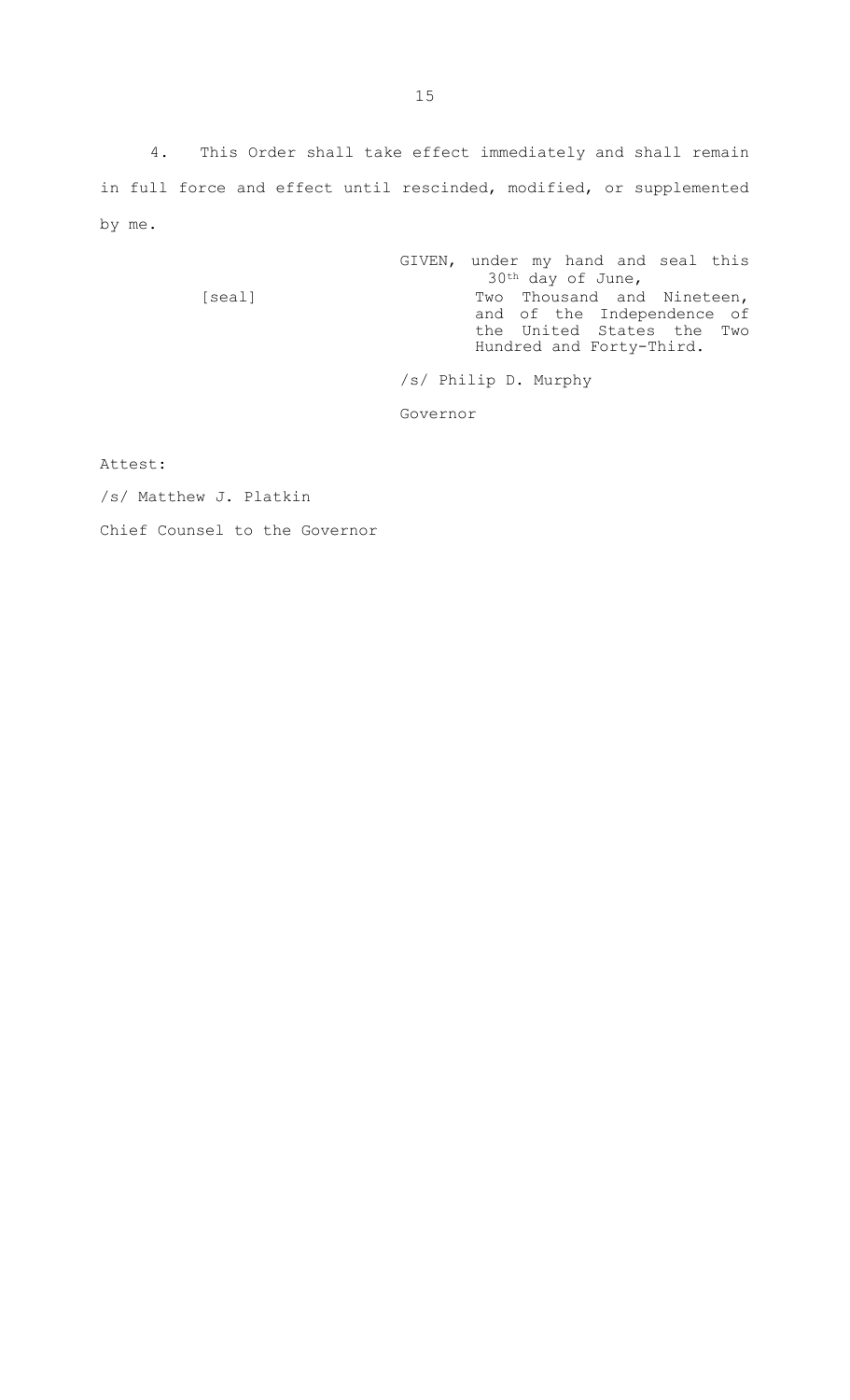4. This Order shall take effect immediately and shall remain in full force and effect until rescinded, modified, or supplemented by me.

[seal]

GIVEN, under my hand and seal this 30th day of June, Two Thousand and Nineteen, and of the Independence of the United States the Two Hundred and Forty-Third.

/s/ Philip D. Murphy

Governor

Attest:

/s/ Matthew J. Platkin

Chief Counsel to the Governor